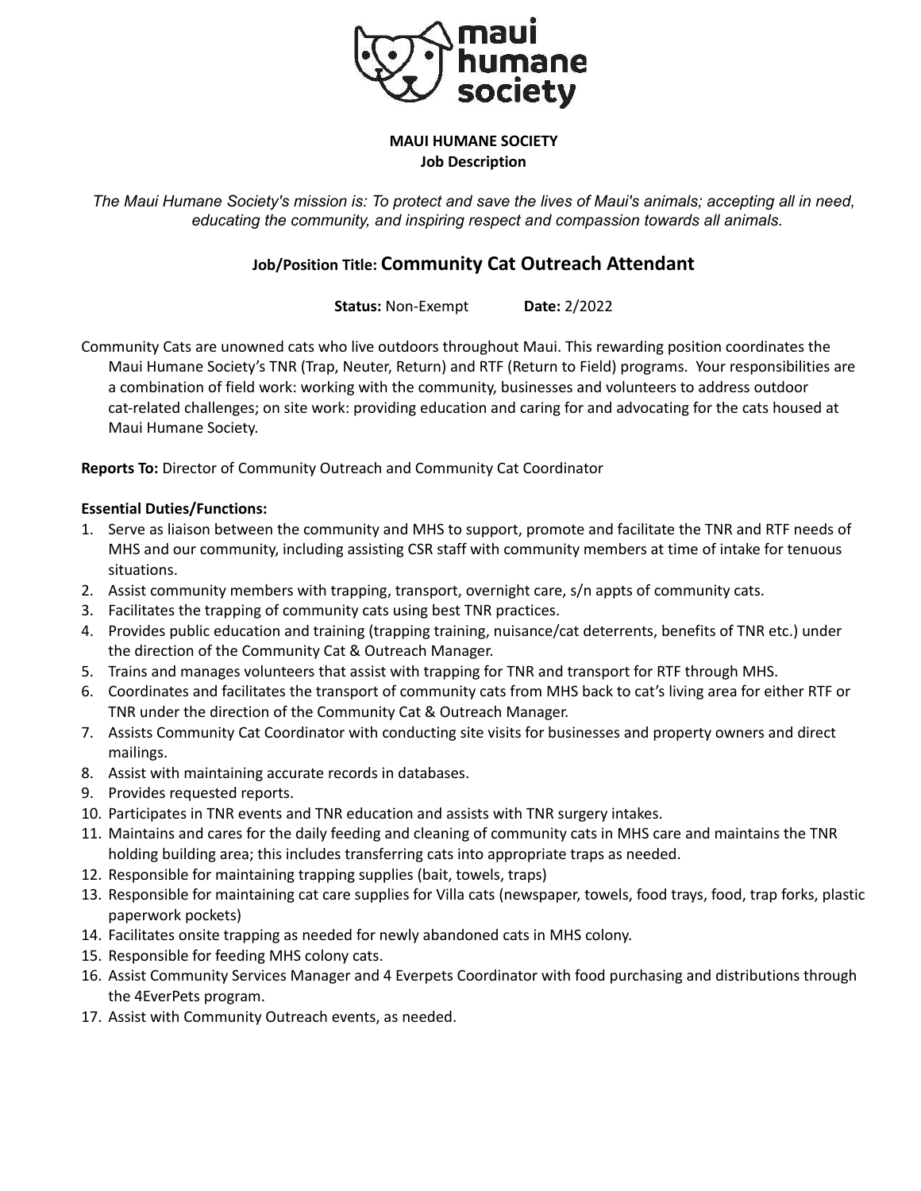maui humane society

**MAUI HUMANE SOCIETY**
**Job Description**

*The Maui Humane Society's mission is: To protect and save the lives of Maui's animals; accepting all in need, educating the community, and inspiring respect and compassion towards all animals.*

## Job/Position Title: Community Cat Outreach Attendant

**Status:** Non-Exempt **Date:** 2/2022

Community Cats are unowned cats who live outdoors throughout Maui. This rewarding position coordinates the Maui Humane Society's TNR (Trap, Neuter, Return) and RTF (Return to Field) programs. Your responsibilities are a combination of field work: working with the community, businesses and volunteers to address outdoor cat-related challenges; on site work: providing education and caring for and advocating for the cats housed at Maui Humane Society.

**Reports To:** Director of Community Outreach and Community Cat Coordinator

**Essential Duties/Functions:**

1. Serve as liaison between the community and MHS to support, promote and facilitate the TNR and RTF needs of MHS and our community, including assisting CSR staff with community members at time of intake for tenuous situations.
2. Assist community members with trapping, transport, overnight care, s/n appts of community cats.
3. Facilitates the trapping of community cats using best TNR practices.
4. Provides public education and training (trapping training, nuisance/cat deterrents, benefits of TNR etc.) under the direction of the Community Cat & Outreach Manager.
5. Trains and manages volunteers that assist with trapping for TNR and transport for RTF through MHS.
6. Coordinates and facilitates the transport of community cats from MHS back to cat's living area for either RTF or TNR under the direction of the Community Cat & Outreach Manager.
7. Assists Community Cat Coordinator with conducting site visits for businesses and property owners and direct mailings.
8. Assist with maintaining accurate records in databases.
9. Provides requested reports.
10. Participates in TNR events and TNR education and assists with TNR surgery intakes.
11. Maintains and cares for the daily feeding and cleaning of community cats in MHS care and maintains the TNR holding building area; this includes transferring cats into appropriate traps as needed.
12. Responsible for maintaining trapping supplies (bait, towels, traps)
13. Responsible for maintaining cat care supplies for Villa cats (newspaper, towels, food trays, food, trap forks, plastic paperwork pockets)
14. Facilitates onsite trapping as needed for newly abandoned cats in MHS colony.
15. Responsible for feeding MHS colony cats.
16. Assist Community Services Manager and 4 Everpets Coordinator with food purchasing and distributions through the 4EverPets program.
17. Assist with Community Outreach events, as needed.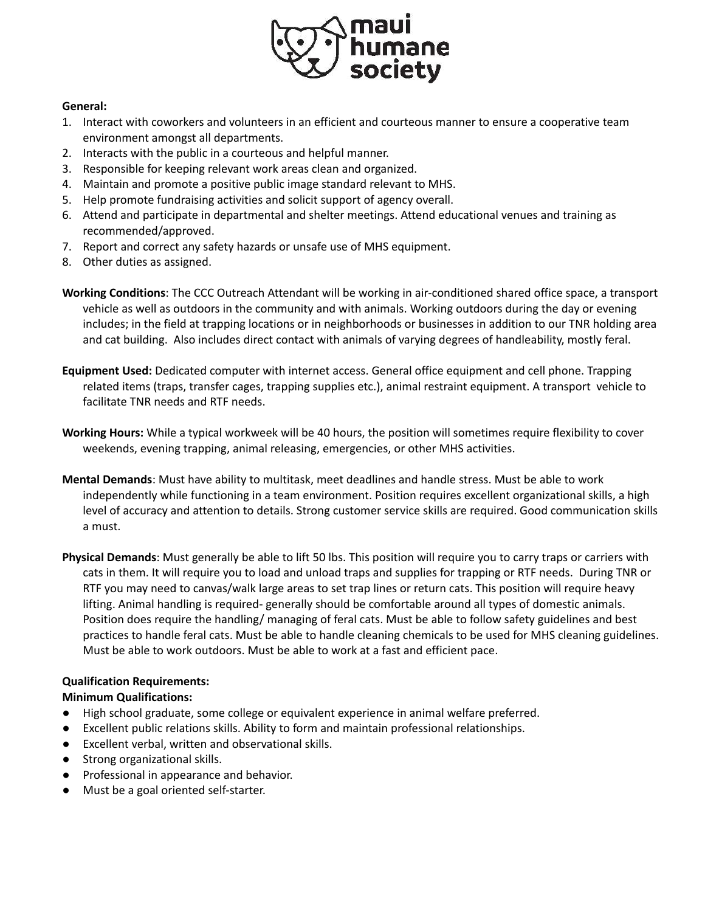**General:**

1. Interact with coworkers and volunteers in an efficient and courteous manner to ensure a cooperative team environment amongst all departments.
2. Interacts with the public in a courteous and helpful manner.
3. Responsible for keeping relevant work areas clean and organized.
4. Maintain and promote a positive public image standard relevant to MHS.
5. Help promote fundraising activities and solicit support of agency overall.
6. Attend and participate in departmental and shelter meetings. Attend educational venues and training as recommended/approved.
7. Report and correct any safety hazards or unsafe use of MHS equipment.
8. Other duties as assigned.

**Working Conditions**: The CCC Outreach Attendant will be working in air-conditioned shared office space, a transport vehicle as well as outdoors in the community and with animals. Working outdoors during the day or evening includes; in the field at trapping locations or in neighborhoods or businesses in addition to our TNR holding area and cat building. Also includes direct contact with animals of varying degrees of handleability, mostly feral.

**Equipment Used:** Dedicated computer with internet access. General office equipment and cell phone. Trapping related items (traps, transfer cages, trapping supplies etc.), animal restraint equipment. A transport vehicle to facilitate TNR needs and RTF needs.

**Working Hours:** While a typical workweek will be 40 hours, the position will sometimes require flexibility to cover weekends, evening trapping, animal releasing, emergencies, or other MHS activities.

**Mental Demands**: Must have ability to multitask, meet deadlines and handle stress. Must be able to work independently while functioning in a team environment. Position requires excellent organizational skills, a high level of accuracy and attention to details. Strong customer service skills are required. Good communication skills a must.

**Physical Demands**: Must generally be able to lift 50 lbs. This position will require you to carry traps or carriers with cats in them. It will require you to load and unload traps and supplies for trapping or RTF needs. During TNR or RTF you may need to canvas/walk large areas to set trap lines or return cats. This position will require heavy lifting. Animal handling is required- generally should be comfortable around all types of domestic animals. Position does require the handling/ managing of feral cats. Must be able to follow safety guidelines and best practices to handle feral cats. Must be able to handle cleaning chemicals to be used for MHS cleaning guidelines. Must be able to work outdoors. Must be able to work at a fast and efficient pace.

**Qualification Requirements:**

**Minimum Qualifications:**

- High school graduate, some college or equivalent experience in animal welfare preferred.
- Excellent public relations skills. Ability to form and maintain professional relationships.
- Excellent verbal, written and observational skills.
- Strong organizational skills.
- Professional in appearance and behavior.
- Must be a goal oriented self-starter.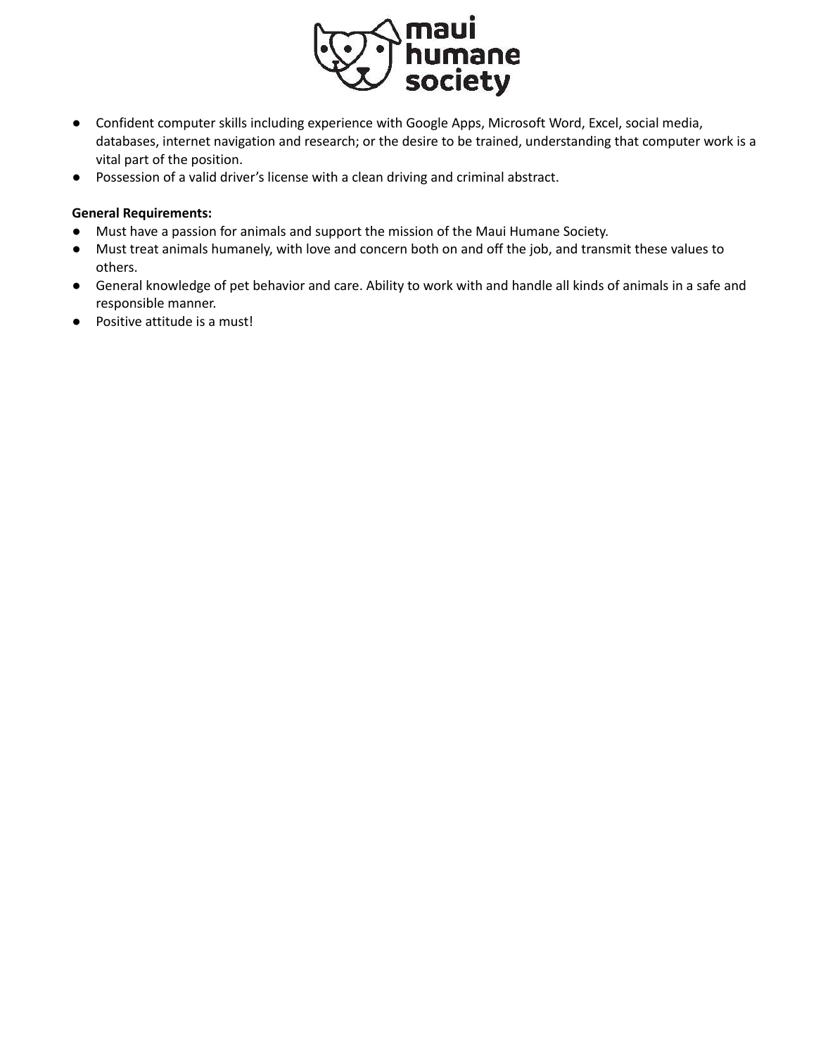- Confident computer skills including experience with Google Apps, Microsoft Word, Excel, social media, databases, internet navigation and research; or the desire to be trained, understanding that computer work is a vital part of the position.
- Possession of a valid driver's license with a clean driving and criminal abstract.

**General Requirements:**

- Must have a passion for animals and support the mission of the Maui Humane Society.
- Must treat animals humanely, with love and concern both on and off the job, and transmit these values to others.
- General knowledge of pet behavior and care. Ability to work with and handle all kinds of animals in a safe and responsible manner.
- Positive attitude is a must!